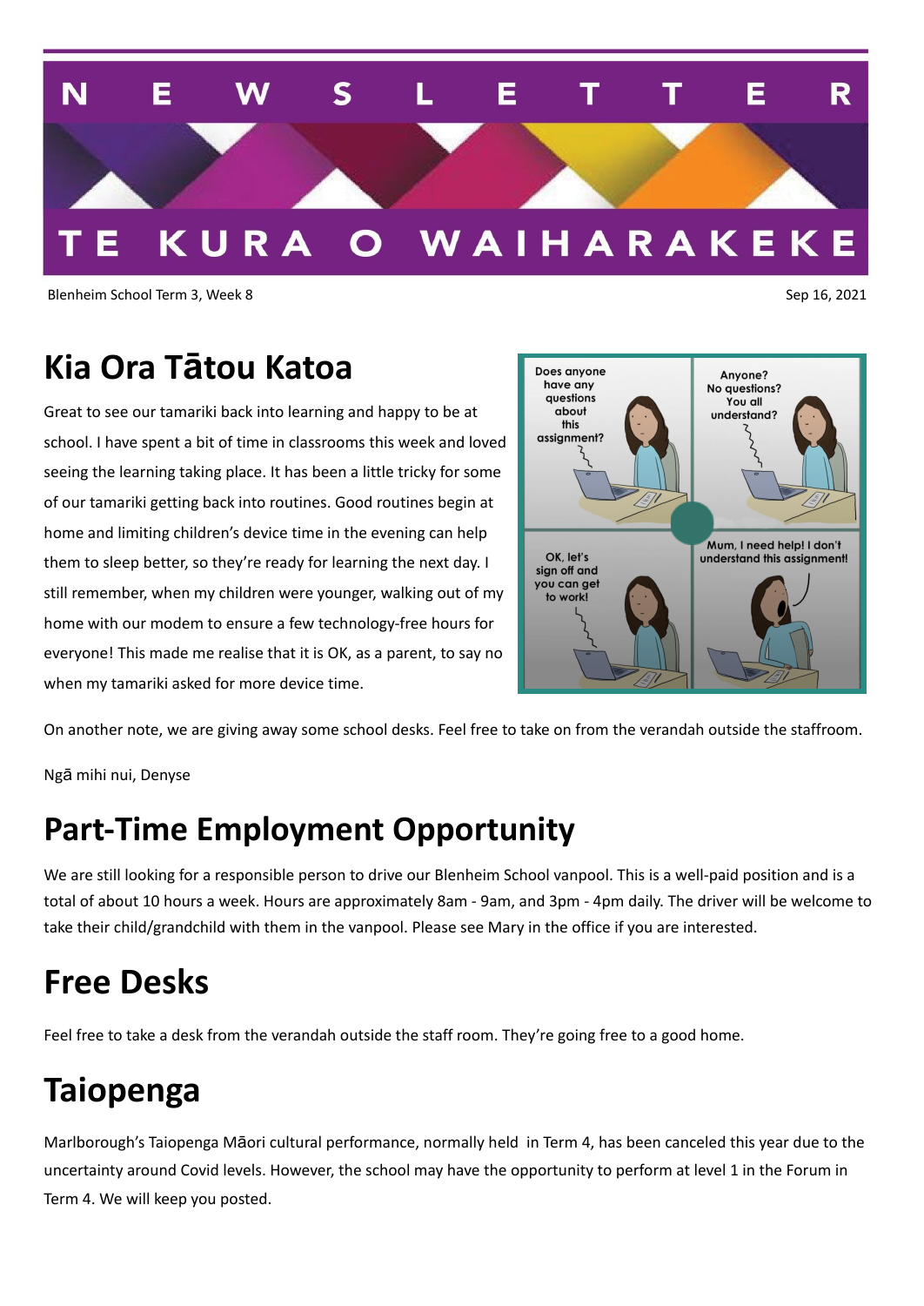# NEWSLETTER

# TE KURA O WAIHARAKEKE

Blenheim School Term 3, Week 8 Sep 16, 2021

## Kia Ora Tātou Katoa

Great to see our tamariki back into learning and happy to be at school. I have spent a bit of time in classrooms this week and loved seeing the learning taking place. It has been a little tricky for some of our tamariki getting back into routines. Good routines begin at home and limiting children's device time in the evening can help them to sleep better, so they're ready for learning the next day. I still remember, when my children were younger, walking out of my home with our modem to ensure a few technology-free hours for everyone! This made me realise that it is OK, as a parent, to say no when my tamariki asked for more device time.

On another note, we are giving away some school desks. Feel free to take on from the verandah outside the staffroom.

Ngā mihi nui, Denyse

## Part-Time Employment Opportunity

We are still looking for a responsible person to drive our Blenheim School vanpool. This is a well-paid position and is a total of about 10 hours a week. Hours are approximately 8am - 9am, and 3pm - 4pm daily. The driver will be welcome to take their child/grandchild with them in the vanpool. Please see Mary in the office if you are interested.

## Free Desks

Feel free to take a desk from the verandah outside the staff room. They're going free to a good home.

## Taiopenga

Marlborough's Taiopenga Māori cultural performance, normally held in Term 4, has been canceled this year due to the uncertainty around Covid levels. However, the school may have the opportunity to perform at level 1 in the Forum in Term 4. We will keep you posted.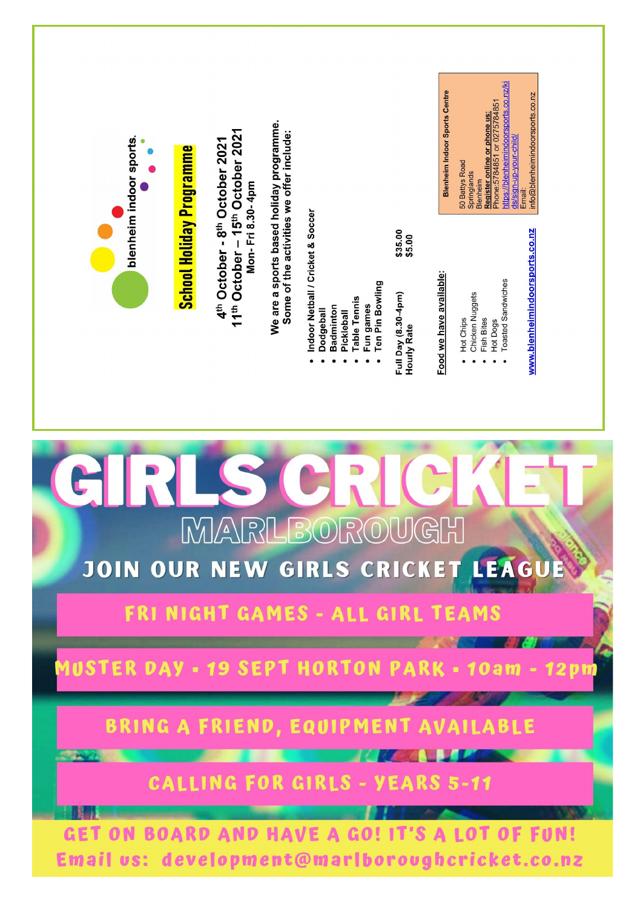blenheim indoor sports.

# School Holiday Programme

**4th October - 8th October 2021**
**11th October – 15th October 2021**
**Mon- Fri 8.30-4pm**

**We are a sports based holiday programme. Some of the activities we offer include:**

- **Indoor Netball / Cricket & Soccer**
- **Dodgeball**
- **Badminton**
- **Pickleball**
- **Table Tennis**
- **Fun games**
- **Ten Pin Bowling**

| | |
|---|---|
| **Full Day (8.30-4pm)** | **$35.00** |
| **Hourly Rate** | **$5.00** |

**Food we have available:**

- Hot Chips
- Chicken Nuggets
- Fish Bites
- Hot Dogs
- Toasted Sandwiches

**www.blenheimindoorsports.co.nz**

**Blenheim Indoor Sports Centre**

50 Battys Road
Springlands
Blenheim
**Register online or phone us:**
Phone:5784851 or 0275784851
https://blenheimindoorsports.co.nz/kids/sign-up-your-child/
Email:
info@blenheimindoorsports.co.nz

# GIRLS CRICKET

## MARLBOROUGH

JOIN OUR NEW GIRLS CRICKET LEAGUE

FRI NIGHT GAMES - ALL GIRL TEAMS

MUSTER DAY - 19 SEPT HORTON PARK - 10am - 12pm

BRING A FRIEND, EQUIPMENT AVAILABLE

CALLING FOR GIRLS - YEARS 5-11

GET ON BOARD AND HAVE A GO! IT'S A LOT OF FUN!

Email us: development@marlboroughcricket.co.nz